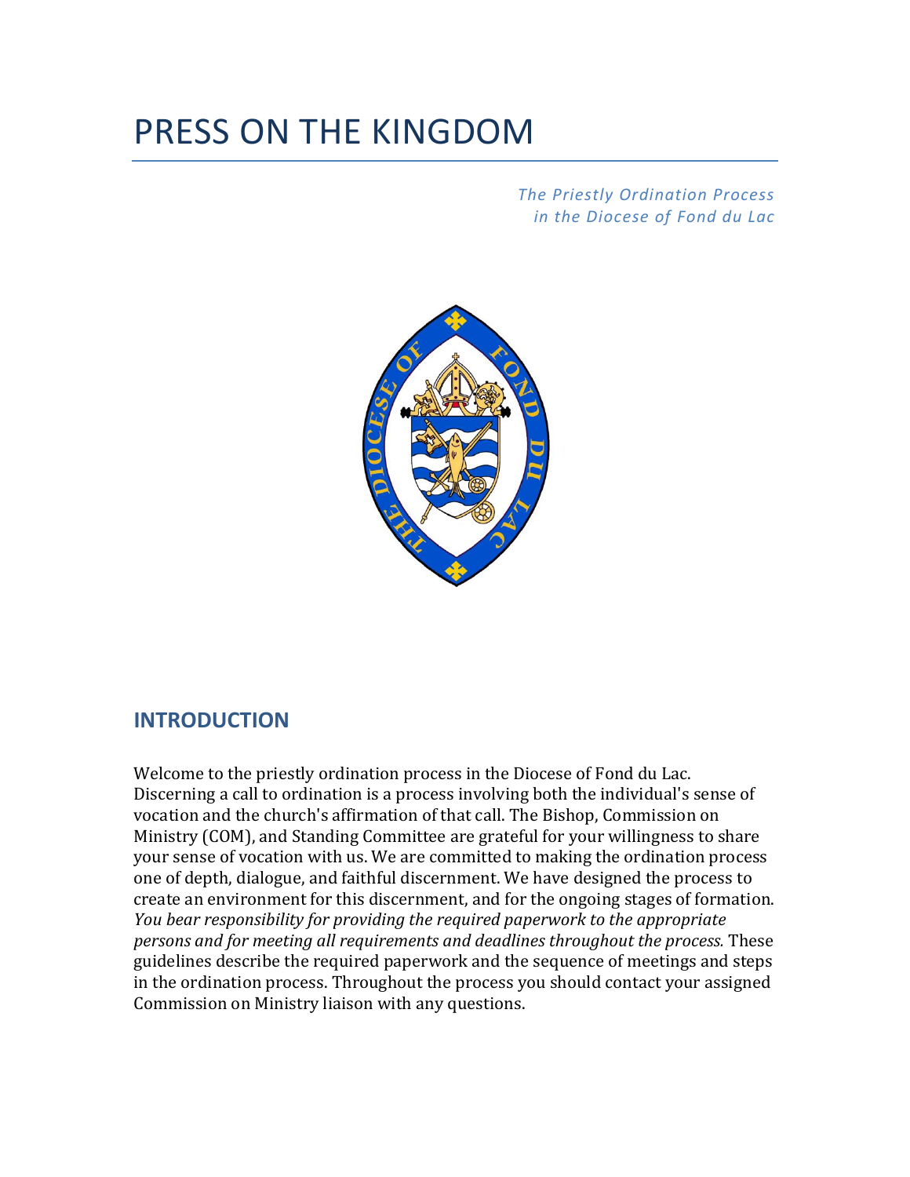# PRESS ON THE KINGDOM

*The Priestly Ordination Process*
*in the Diocese of Fond du Lac*

## INTRODUCTION

Welcome to the priestly ordination process in the Diocese of Fond du Lac. Discerning a call to ordination is a process involving both the individual's sense of vocation and the church's affirmation of that call. The Bishop, Commission on Ministry (COM), and Standing Committee are grateful for your willingness to share your sense of vocation with us. We are committed to making the ordination process one of depth, dialogue, and faithful discernment. We have designed the process to create an environment for this discernment, and for the ongoing stages of formation. *You bear responsibility for providing the required paperwork to the appropriate persons and for meeting all requirements and deadlines throughout the process.* These guidelines describe the required paperwork and the sequence of meetings and steps in the ordination process. Throughout the process you should contact your assigned Commission on Ministry liaison with any questions.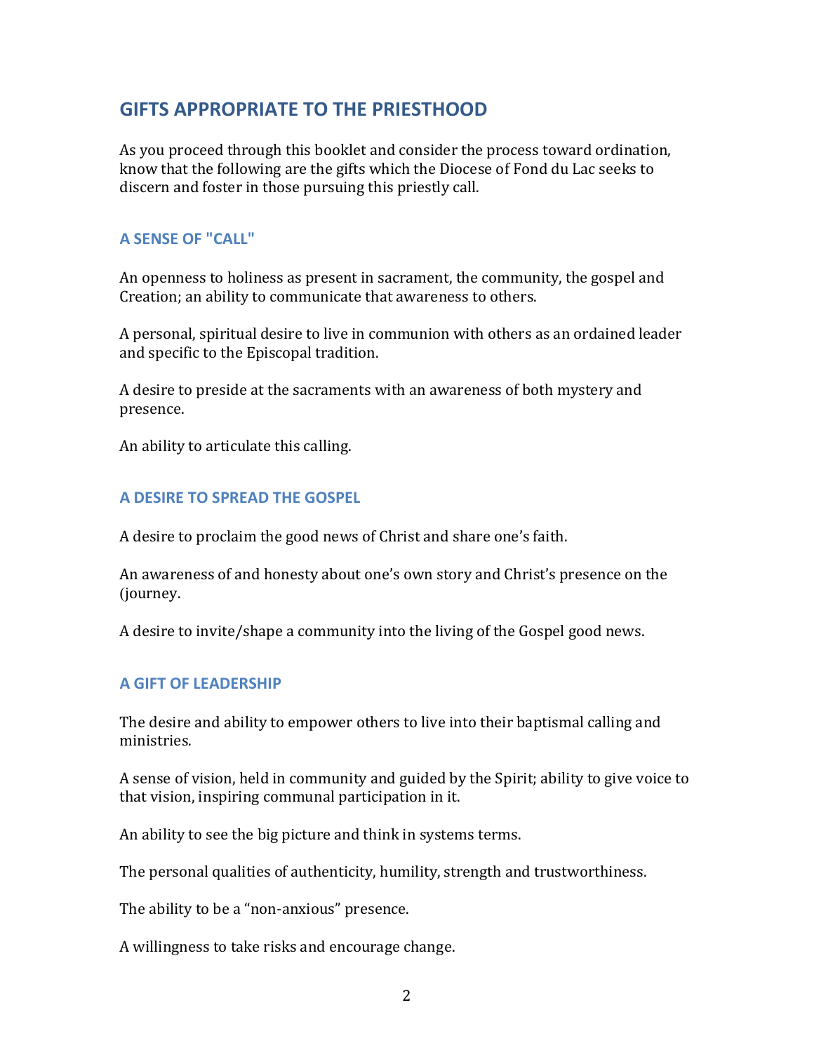## GIFTS APPROPRIATE TO THE PRIESTHOOD

As you proceed through this booklet and consider the process toward ordination, know that the following are the gifts which the Diocese of Fond du Lac seeks to discern and foster in those pursuing this priestly call.

### A SENSE OF "CALL"

An openness to holiness as present in sacrament, the community, the gospel and Creation; an ability to communicate that awareness to others.

A personal, spiritual desire to live in communion with others as an ordained leader and specific to the Episcopal tradition.

A desire to preside at the sacraments with an awareness of both mystery and presence.

An ability to articulate this calling.

### A DESIRE TO SPREAD THE GOSPEL

A desire to proclaim the good news of Christ and share one's faith.

An awareness of and honesty about one's own story and Christ's presence on the (journey.

A desire to invite/shape a community into the living of the Gospel good news.

### A GIFT OF LEADERSHIP

The desire and ability to empower others to live into their baptismal calling and ministries.

A sense of vision, held in community and guided by the Spirit; ability to give voice to that vision, inspiring communal participation in it.

An ability to see the big picture and think in systems terms.

The personal qualities of authenticity, humility, strength and trustworthiness.

The ability to be a "non-anxious" presence.

A willingness to take risks and encourage change.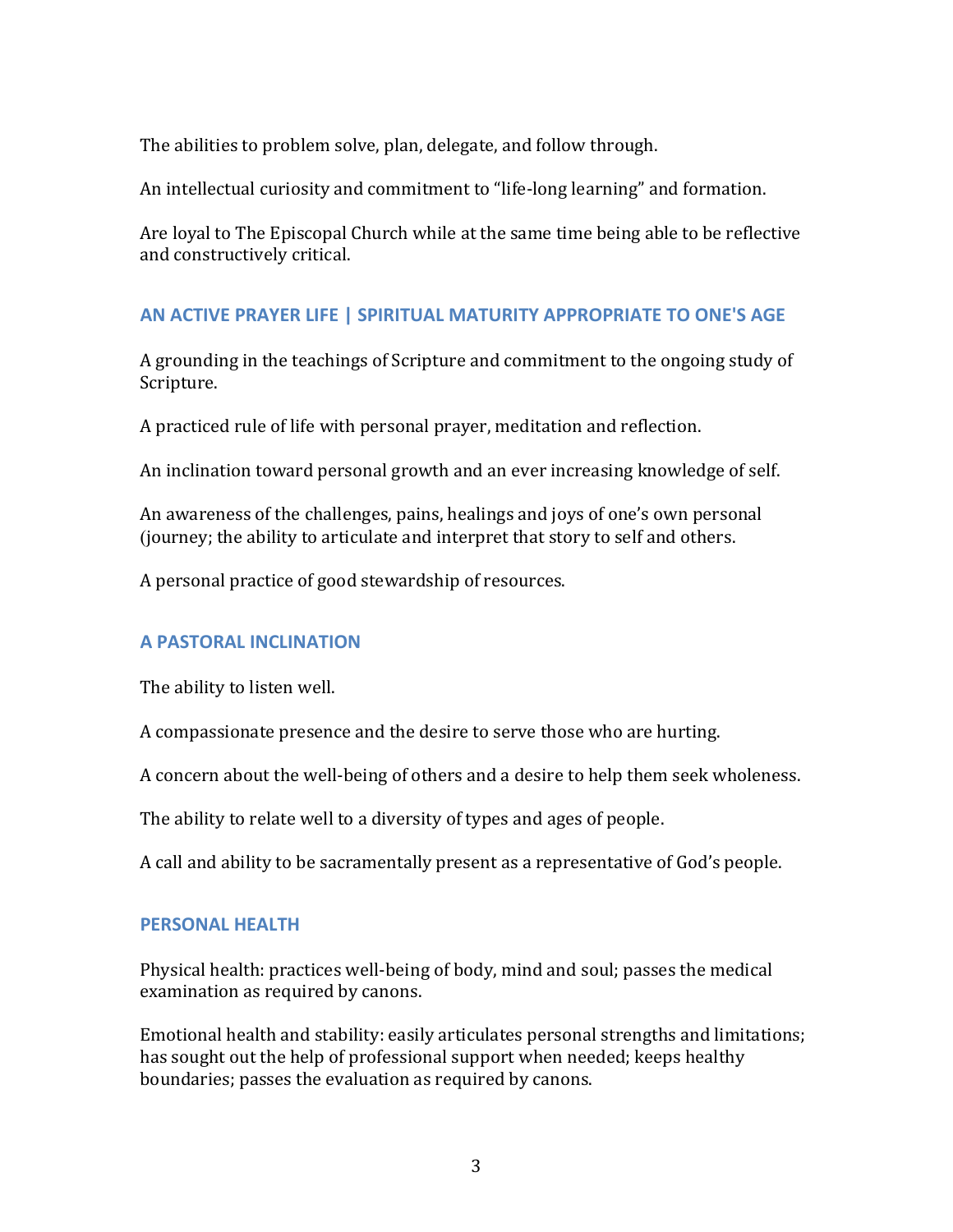The abilities to problem solve, plan, delegate, and follow through.

An intellectual curiosity and commitment to "life-long learning" and formation.

Are loyal to The Episcopal Church while at the same time being able to be reflective and constructively critical.

## AN ACTIVE PRAYER LIFE | SPIRITUAL MATURITY APPROPRIATE TO ONE'S AGE

A grounding in the teachings of Scripture and commitment to the ongoing study of Scripture.

A practiced rule of life with personal prayer, meditation and reflection.

An inclination toward personal growth and an ever increasing knowledge of self.

An awareness of the challenges, pains, healings and joys of one's own personal (journey; the ability to articulate and interpret that story to self and others.

A personal practice of good stewardship of resources.

## A PASTORAL INCLINATION

The ability to listen well.

A compassionate presence and the desire to serve those who are hurting.

A concern about the well-being of others and a desire to help them seek wholeness.

The ability to relate well to a diversity of types and ages of people.

A call and ability to be sacramentally present as a representative of God's people.

## PERSONAL HEALTH

Physical health: practices well-being of body, mind and soul; passes the medical examination as required by canons.

Emotional health and stability: easily articulates personal strengths and limitations; has sought out the help of professional support when needed; keeps healthy boundaries; passes the evaluation as required by canons.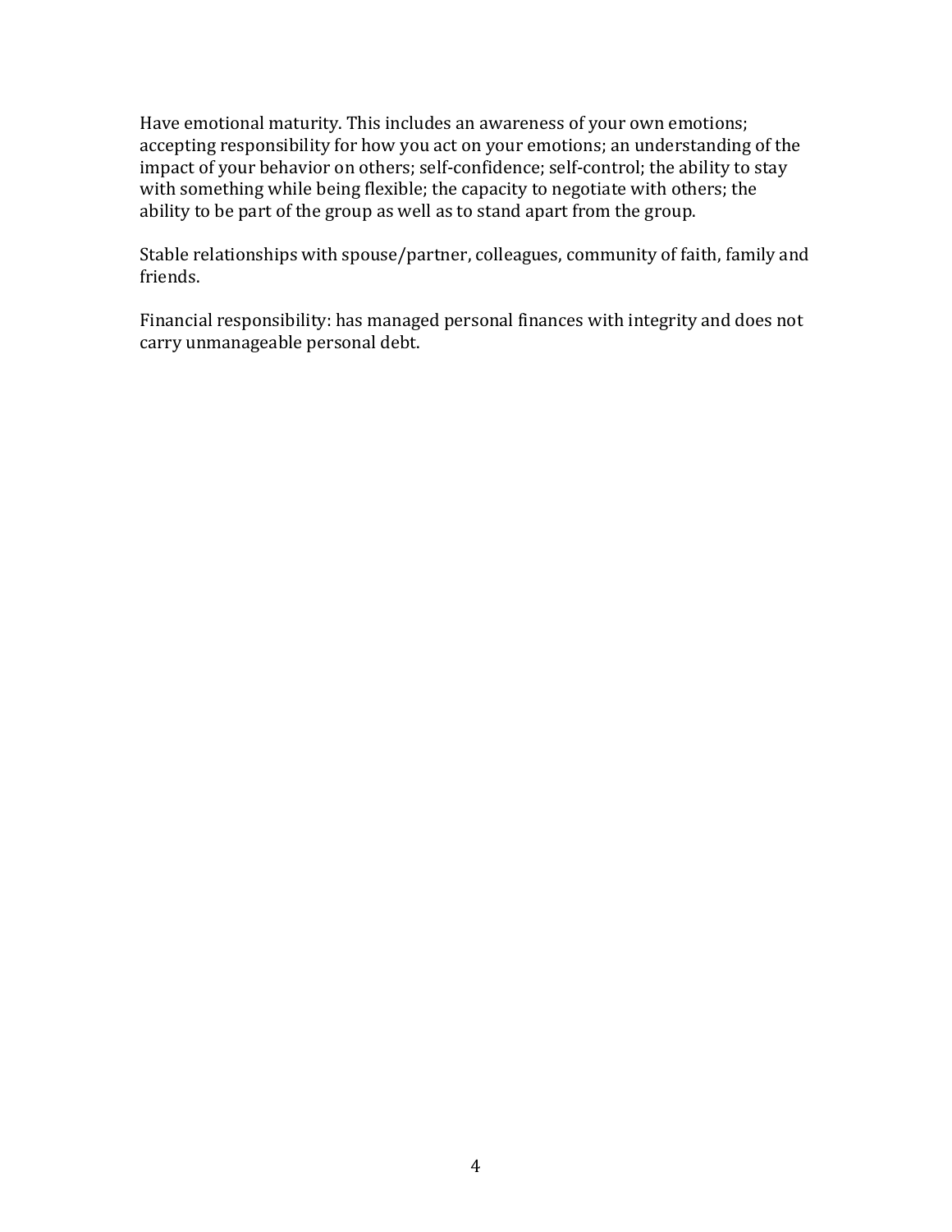Have emotional maturity. This includes an awareness of your own emotions; accepting responsibility for how you act on your emotions; an understanding of the impact of your behavior on others; self-confidence; self-control; the ability to stay with something while being flexible; the capacity to negotiate with others; the ability to be part of the group as well as to stand apart from the group.

Stable relationships with spouse/partner, colleagues, community of faith, family and friends.

Financial responsibility: has managed personal finances with integrity and does not carry unmanageable personal debt.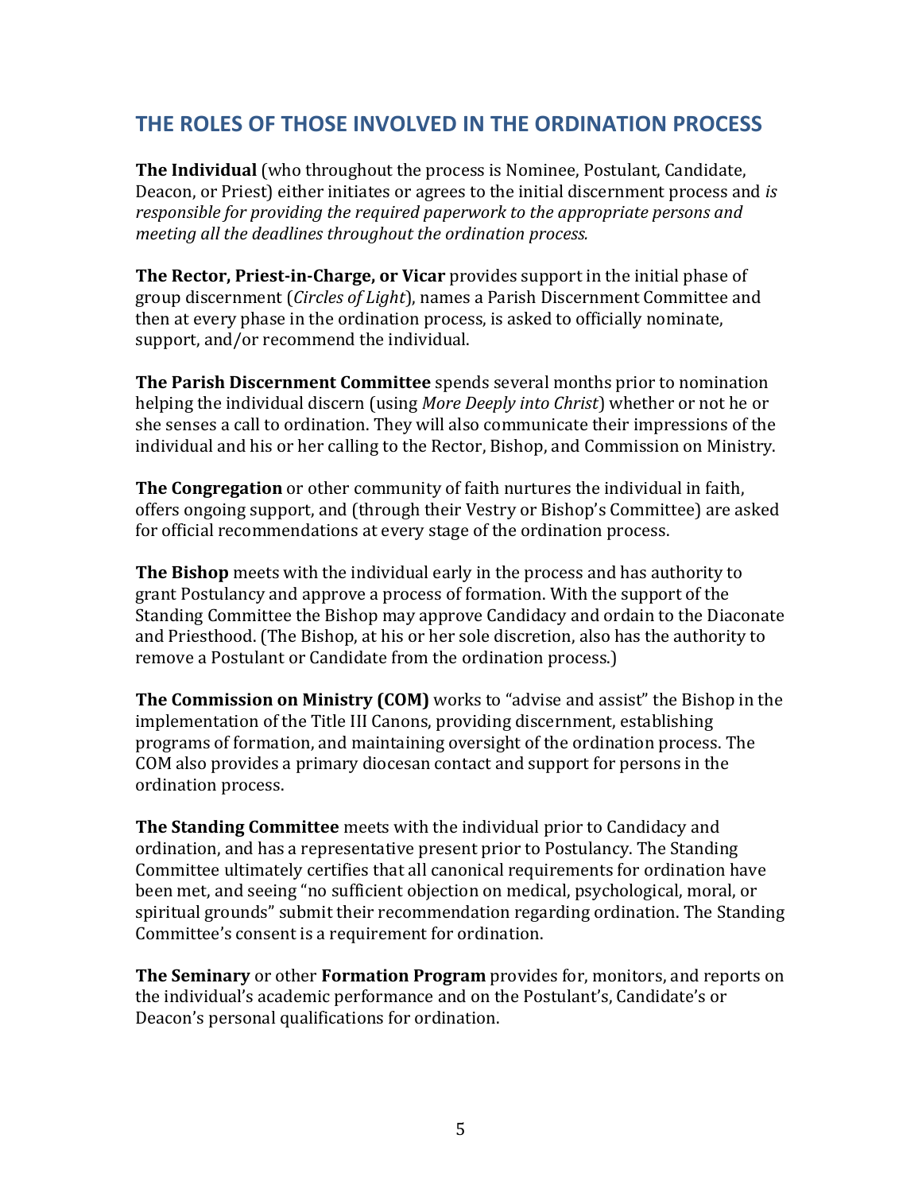## THE ROLES OF THOSE INVOLVED IN THE ORDINATION PROCESS

**The Individual** (who throughout the process is Nominee, Postulant, Candidate, Deacon, or Priest) either initiates or agrees to the initial discernment process and *is responsible for providing the required paperwork to the appropriate persons and meeting all the deadlines throughout the ordination process.*

**The Rector, Priest-in-Charge, or Vicar** provides support in the initial phase of group discernment (*Circles of Light*), names a Parish Discernment Committee and then at every phase in the ordination process, is asked to officially nominate, support, and/or recommend the individual.

**The Parish Discernment Committee** spends several months prior to nomination helping the individual discern (using *More Deeply into Christ*) whether or not he or she senses a call to ordination. They will also communicate their impressions of the individual and his or her calling to the Rector, Bishop, and Commission on Ministry.

**The Congregation** or other community of faith nurtures the individual in faith, offers ongoing support, and (through their Vestry or Bishop's Committee) are asked for official recommendations at every stage of the ordination process.

**The Bishop** meets with the individual early in the process and has authority to grant Postulancy and approve a process of formation. With the support of the Standing Committee the Bishop may approve Candidacy and ordain to the Diaconate and Priesthood. (The Bishop, at his or her sole discretion, also has the authority to remove a Postulant or Candidate from the ordination process.)

**The Commission on Ministry (COM)** works to "advise and assist" the Bishop in the implementation of the Title III Canons, providing discernment, establishing programs of formation, and maintaining oversight of the ordination process. The COM also provides a primary diocesan contact and support for persons in the ordination process.

**The Standing Committee** meets with the individual prior to Candidacy and ordination, and has a representative present prior to Postulancy. The Standing Committee ultimately certifies that all canonical requirements for ordination have been met, and seeing "no sufficient objection on medical, psychological, moral, or spiritual grounds" submit their recommendation regarding ordination. The Standing Committee's consent is a requirement for ordination.

**The Seminary** or other **Formation Program** provides for, monitors, and reports on the individual's academic performance and on the Postulant's, Candidate's or Deacon's personal qualifications for ordination.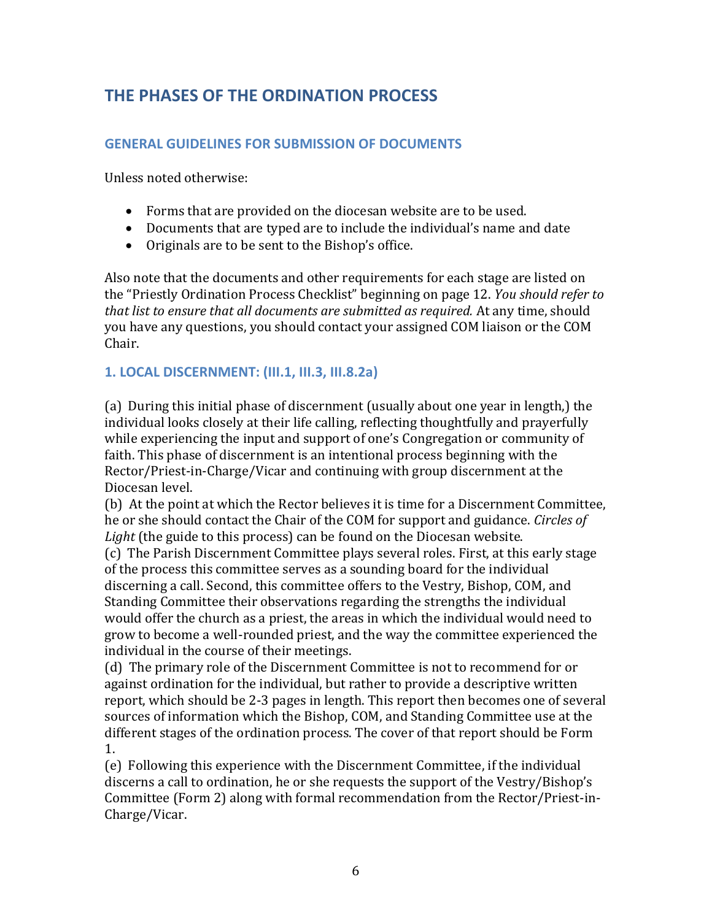# THE PHASES OF THE ORDINATION PROCESS

## GENERAL GUIDELINES FOR SUBMISSION OF DOCUMENTS

Unless noted otherwise:

- Forms that are provided on the diocesan website are to be used.
- Documents that are typed are to include the individual's name and date
- Originals are to be sent to the Bishop's office.

Also note that the documents and other requirements for each stage are listed on the "Priestly Ordination Process Checklist" beginning on page 12. *You should refer to that list to ensure that all documents are submitted as required.* At any time, should you have any questions, you should contact your assigned COM liaison or the COM Chair.

## 1. LOCAL DISCERNMENT: (III.1, III.3, III.8.2a)

(a) During this initial phase of discernment (usually about one year in length,) the individual looks closely at their life calling, reflecting thoughtfully and prayerfully while experiencing the input and support of one's Congregation or community of faith. This phase of discernment is an intentional process beginning with the Rector/Priest-in-Charge/Vicar and continuing with group discernment at the Diocesan level.

(b) At the point at which the Rector believes it is time for a Discernment Committee, he or she should contact the Chair of the COM for support and guidance. *Circles of Light* (the guide to this process) can be found on the Diocesan website.

(c) The Parish Discernment Committee plays several roles. First, at this early stage of the process this committee serves as a sounding board for the individual discerning a call. Second, this committee offers to the Vestry, Bishop, COM, and Standing Committee their observations regarding the strengths the individual would offer the church as a priest, the areas in which the individual would need to grow to become a well-rounded priest, and the way the committee experienced the individual in the course of their meetings.

(d) The primary role of the Discernment Committee is not to recommend for or against ordination for the individual, but rather to provide a descriptive written report, which should be 2-3 pages in length. This report then becomes one of several sources of information which the Bishop, COM, and Standing Committee use at the different stages of the ordination process. The cover of that report should be Form 1.

(e) Following this experience with the Discernment Committee, if the individual discerns a call to ordination, he or she requests the support of the Vestry/Bishop's Committee (Form 2) along with formal recommendation from the Rector/Priest-in-Charge/Vicar.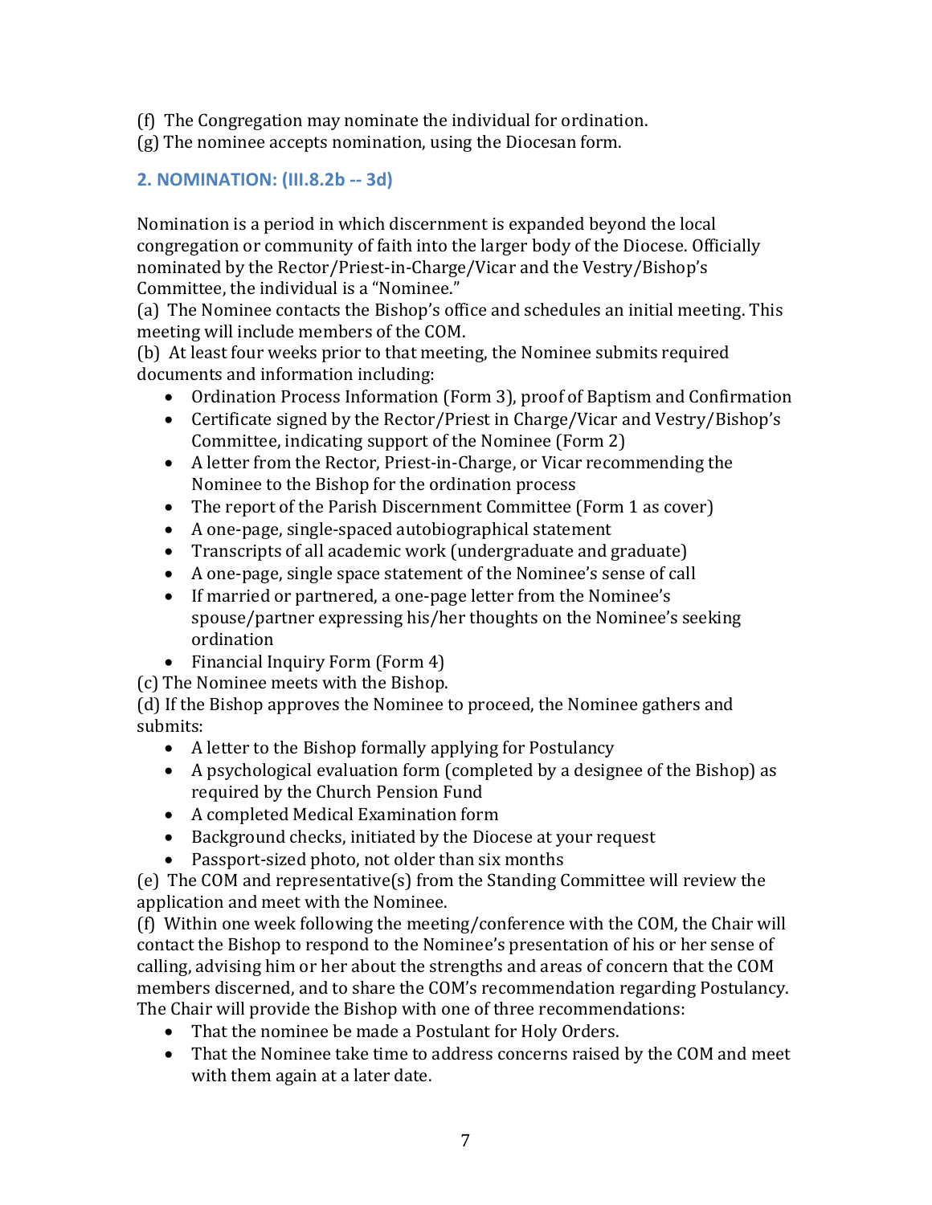(f) The Congregation may nominate the individual for ordination.
(g) The nominee accepts nomination, using the Diocesan form.

## 2. NOMINATION: (III.8.2b -- 3d)

Nomination is a period in which discernment is expanded beyond the local congregation or community of faith into the larger body of the Diocese. Officially nominated by the Rector/Priest-in-Charge/Vicar and the Vestry/Bishop's Committee, the individual is a "Nominee."

(a) The Nominee contacts the Bishop's office and schedules an initial meeting. This meeting will include members of the COM.

(b) At least four weeks prior to that meeting, the Nominee submits required documents and information including:

- Ordination Process Information (Form 3), proof of Baptism and Confirmation
- Certificate signed by the Rector/Priest in Charge/Vicar and Vestry/Bishop's Committee, indicating support of the Nominee (Form 2)
- A letter from the Rector, Priest-in-Charge, or Vicar recommending the Nominee to the Bishop for the ordination process
- The report of the Parish Discernment Committee (Form 1 as cover)
- A one-page, single-spaced autobiographical statement
- Transcripts of all academic work (undergraduate and graduate)
- A one-page, single space statement of the Nominee's sense of call
- If married or partnered, a one-page letter from the Nominee's spouse/partner expressing his/her thoughts on the Nominee's seeking ordination
- Financial Inquiry Form (Form 4)

(c) The Nominee meets with the Bishop.

(d) If the Bishop approves the Nominee to proceed, the Nominee gathers and submits:

- A letter to the Bishop formally applying for Postulancy
- A psychological evaluation form (completed by a designee of the Bishop) as required by the Church Pension Fund
- A completed Medical Examination form
- Background checks, initiated by the Diocese at your request
- Passport-sized photo, not older than six months

(e) The COM and representative(s) from the Standing Committee will review the application and meet with the Nominee.

(f) Within one week following the meeting/conference with the COM, the Chair will contact the Bishop to respond to the Nominee's presentation of his or her sense of calling, advising him or her about the strengths and areas of concern that the COM members discerned, and to share the COM's recommendation regarding Postulancy. The Chair will provide the Bishop with one of three recommendations:

- That the nominee be made a Postulant for Holy Orders.
- That the Nominee take time to address concerns raised by the COM and meet with them again at a later date.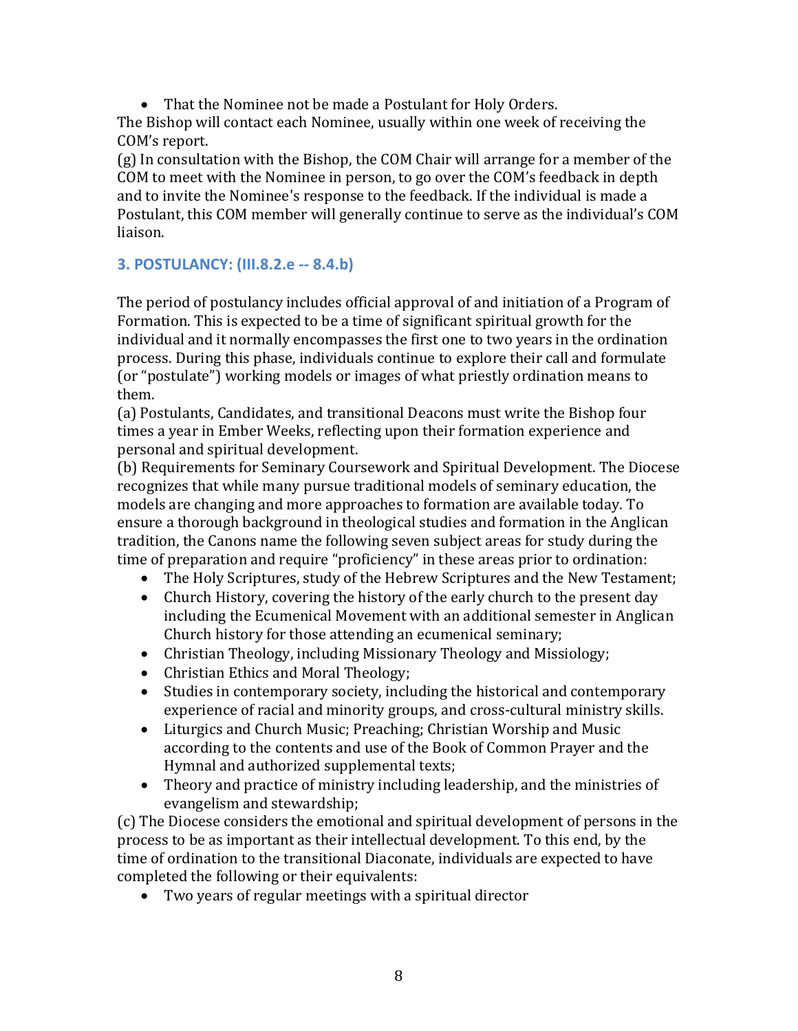- That the Nominee not be made a Postulant for Holy Orders.

The Bishop will contact each Nominee, usually within one week of receiving the COM's report.

(g) In consultation with the Bishop, the COM Chair will arrange for a member of the COM to meet with the Nominee in person, to go over the COM's feedback in depth and to invite the Nominee's response to the feedback. If the individual is made a Postulant, this COM member will generally continue to serve as the individual's COM liaison.

### 3. POSTULANCY: (III.8.2.e -- 8.4.b)

The period of postulancy includes official approval of and initiation of a Program of Formation. This is expected to be a time of significant spiritual growth for the individual and it normally encompasses the first one to two years in the ordination process. During this phase, individuals continue to explore their call and formulate (or "postulate") working models or images of what priestly ordination means to them.

(a) Postulants, Candidates, and transitional Deacons must write the Bishop four times a year in Ember Weeks, reflecting upon their formation experience and personal and spiritual development.

(b) Requirements for Seminary Coursework and Spiritual Development. The Diocese recognizes that while many pursue traditional models of seminary education, the models are changing and more approaches to formation are available today. To ensure a thorough background in theological studies and formation in the Anglican tradition, the Canons name the following seven subject areas for study during the time of preparation and require "proficiency" in these areas prior to ordination:

- The Holy Scriptures, study of the Hebrew Scriptures and the New Testament;
- Church History, covering the history of the early church to the present day including the Ecumenical Movement with an additional semester in Anglican Church history for those attending an ecumenical seminary;
- Christian Theology, including Missionary Theology and Missiology;
- Christian Ethics and Moral Theology;
- Studies in contemporary society, including the historical and contemporary experience of racial and minority groups, and cross-cultural ministry skills.
- Liturgics and Church Music; Preaching; Christian Worship and Music according to the contents and use of the Book of Common Prayer and the Hymnal and authorized supplemental texts;
- Theory and practice of ministry including leadership, and the ministries of evangelism and stewardship;

(c) The Diocese considers the emotional and spiritual development of persons in the process to be as important as their intellectual development. To this end, by the time of ordination to the transitional Diaconate, individuals are expected to have completed the following or their equivalents:

- Two years of regular meetings with a spiritual director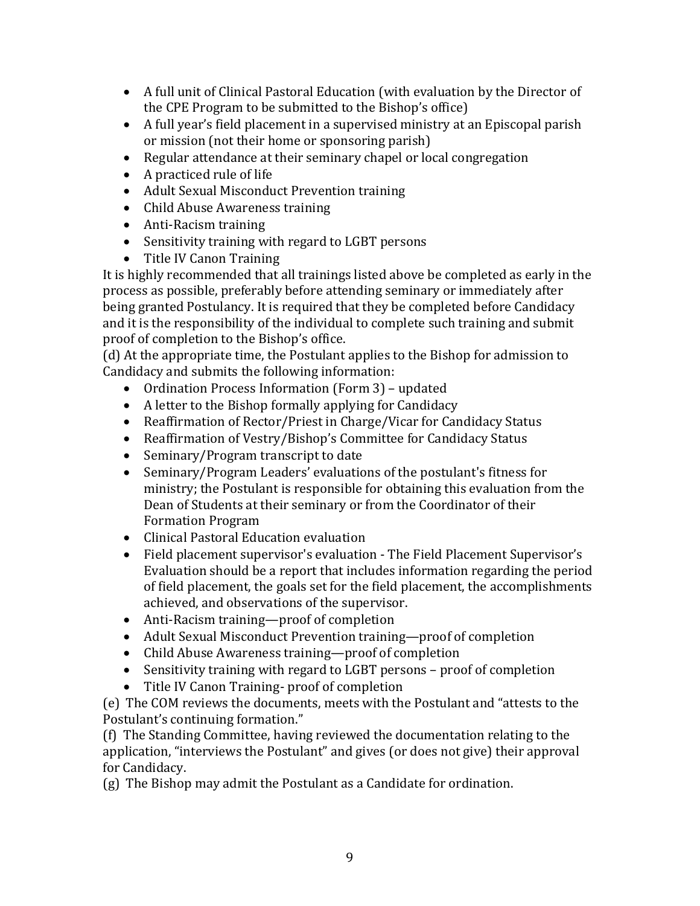- A full unit of Clinical Pastoral Education (with evaluation by the Director of the CPE Program to be submitted to the Bishop's office)
- A full year's field placement in a supervised ministry at an Episcopal parish or mission (not their home or sponsoring parish)
- Regular attendance at their seminary chapel or local congregation
- A practiced rule of life
- Adult Sexual Misconduct Prevention training
- Child Abuse Awareness training
- Anti-Racism training
- Sensitivity training with regard to LGBT persons
- Title IV Canon Training

It is highly recommended that all trainings listed above be completed as early in the process as possible, preferably before attending seminary or immediately after being granted Postulancy. It is required that they be completed before Candidacy and it is the responsibility of the individual to complete such training and submit proof of completion to the Bishop's office.

(d) At the appropriate time, the Postulant applies to the Bishop for admission to Candidacy and submits the following information:

- Ordination Process Information (Form 3) – updated
- A letter to the Bishop formally applying for Candidacy
- Reaffirmation of Rector/Priest in Charge/Vicar for Candidacy Status
- Reaffirmation of Vestry/Bishop's Committee for Candidacy Status
- Seminary/Program transcript to date
- Seminary/Program Leaders' evaluations of the postulant's fitness for ministry; the Postulant is responsible for obtaining this evaluation from the Dean of Students at their seminary or from the Coordinator of their Formation Program
- Clinical Pastoral Education evaluation
- Field placement supervisor's evaluation - The Field Placement Supervisor's Evaluation should be a report that includes information regarding the period of field placement, the goals set for the field placement, the accomplishments achieved, and observations of the supervisor.
- Anti-Racism training—proof of completion
- Adult Sexual Misconduct Prevention training—proof of completion
- Child Abuse Awareness training—proof of completion
- Sensitivity training with regard to LGBT persons – proof of completion
- Title IV Canon Training- proof of completion

(e) The COM reviews the documents, meets with the Postulant and "attests to the Postulant's continuing formation."

(f) The Standing Committee, having reviewed the documentation relating to the application, "interviews the Postulant" and gives (or does not give) their approval for Candidacy.

(g) The Bishop may admit the Postulant as a Candidate for ordination.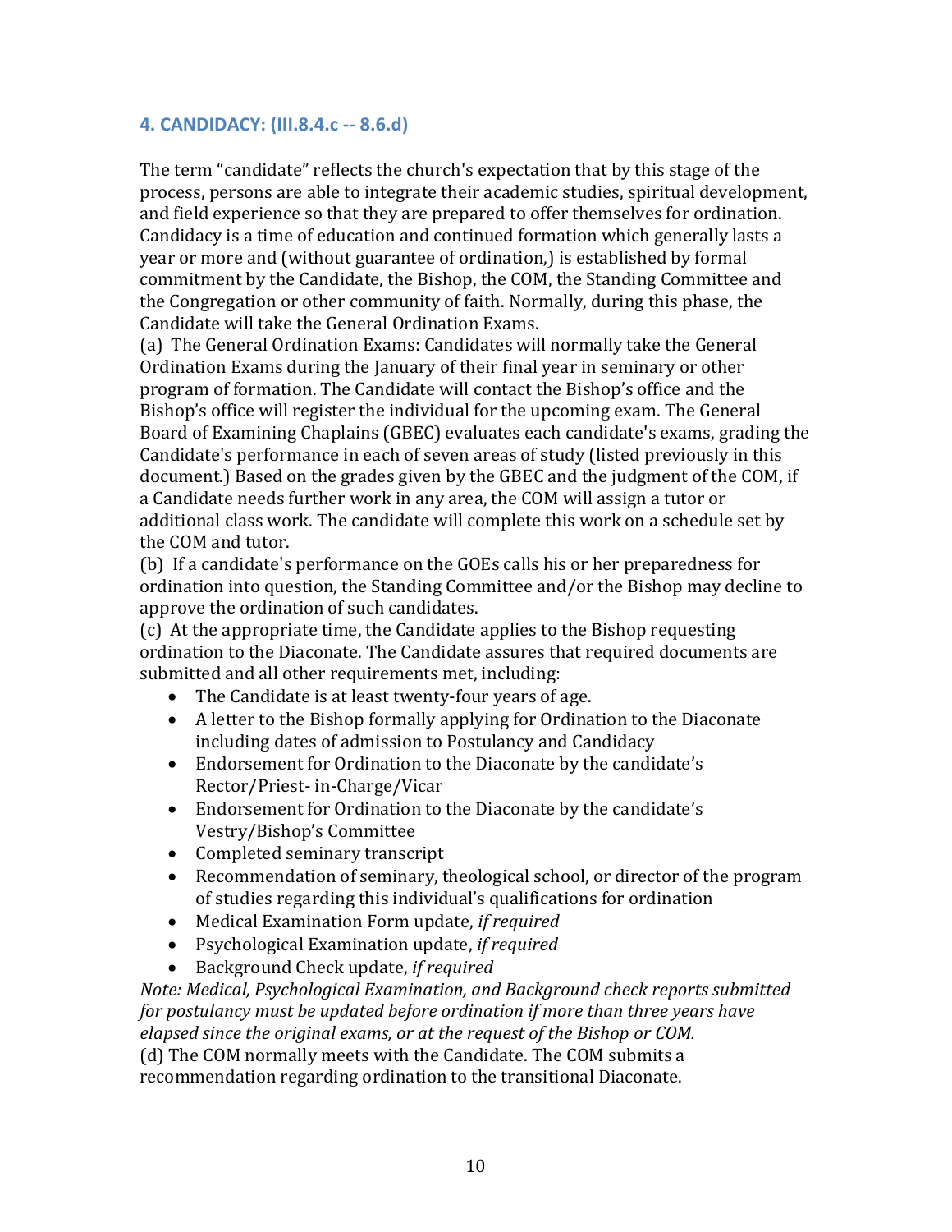## 4. CANDIDACY: (III.8.4.c -- 8.6.d)

The term "candidate" reflects the church's expectation that by this stage of the process, persons are able to integrate their academic studies, spiritual development, and field experience so that they are prepared to offer themselves for ordination. Candidacy is a time of education and continued formation which generally lasts a year or more and (without guarantee of ordination,) is established by formal commitment by the Candidate, the Bishop, the COM, the Standing Committee and the Congregation or other community of faith. Normally, during this phase, the Candidate will take the General Ordination Exams.

(a) The General Ordination Exams: Candidates will normally take the General Ordination Exams during the January of their final year in seminary or other program of formation. The Candidate will contact the Bishop's office and the Bishop's office will register the individual for the upcoming exam. The General Board of Examining Chaplains (GBEC) evaluates each candidate's exams, grading the Candidate's performance in each of seven areas of study (listed previously in this document.) Based on the grades given by the GBEC and the judgment of the COM, if a Candidate needs further work in any area, the COM will assign a tutor or additional class work. The candidate will complete this work on a schedule set by the COM and tutor.

(b) If a candidate's performance on the GOEs calls his or her preparedness for ordination into question, the Standing Committee and/or the Bishop may decline to approve the ordination of such candidates.

(c) At the appropriate time, the Candidate applies to the Bishop requesting ordination to the Diaconate. The Candidate assures that required documents are submitted and all other requirements met, including:

- The Candidate is at least twenty-four years of age.
- A letter to the Bishop formally applying for Ordination to the Diaconate including dates of admission to Postulancy and Candidacy
- Endorsement for Ordination to the Diaconate by the candidate's Rector/Priest- in-Charge/Vicar
- Endorsement for Ordination to the Diaconate by the candidate's Vestry/Bishop's Committee
- Completed seminary transcript
- Recommendation of seminary, theological school, or director of the program of studies regarding this individual's qualifications for ordination
- Medical Examination Form update, *if required*
- Psychological Examination update, *if required*
- Background Check update, *if required*

*Note: Medical, Psychological Examination, and Background check reports submitted for postulancy must be updated before ordination if more than three years have elapsed since the original exams, or at the request of the Bishop or COM.*

(d) The COM normally meets with the Candidate. The COM submits a recommendation regarding ordination to the transitional Diaconate.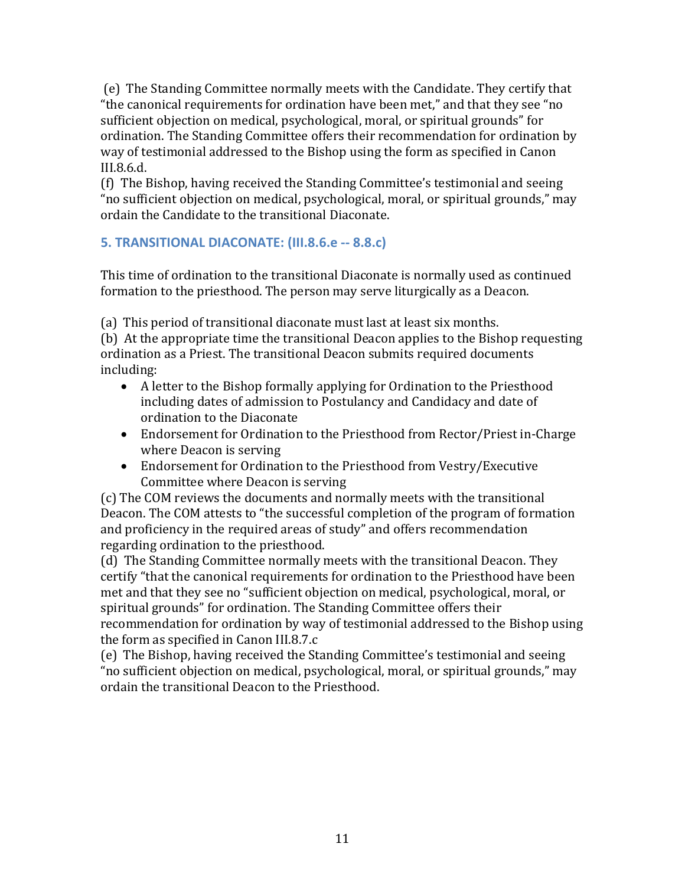(e) The Standing Committee normally meets with the Candidate. They certify that "the canonical requirements for ordination have been met," and that they see "no sufficient objection on medical, psychological, moral, or spiritual grounds" for ordination. The Standing Committee offers their recommendation for ordination by way of testimonial addressed to the Bishop using the form as specified in Canon III.8.6.d.

(f) The Bishop, having received the Standing Committee's testimonial and seeing "no sufficient objection on medical, psychological, moral, or spiritual grounds," may ordain the Candidate to the transitional Diaconate.

### 5. TRANSITIONAL DIACONATE: (III.8.6.e -- 8.8.c)

This time of ordination to the transitional Diaconate is normally used as continued formation to the priesthood. The person may serve liturgically as a Deacon.

(a) This period of transitional diaconate must last at least six months.

(b) At the appropriate time the transitional Deacon applies to the Bishop requesting ordination as a Priest. The transitional Deacon submits required documents including:

- A letter to the Bishop formally applying for Ordination to the Priesthood including dates of admission to Postulancy and Candidacy and date of ordination to the Diaconate
- Endorsement for Ordination to the Priesthood from Rector/Priest in-Charge where Deacon is serving
- Endorsement for Ordination to the Priesthood from Vestry/Executive Committee where Deacon is serving

(c) The COM reviews the documents and normally meets with the transitional Deacon. The COM attests to "the successful completion of the program of formation and proficiency in the required areas of study" and offers recommendation regarding ordination to the priesthood.

(d) The Standing Committee normally meets with the transitional Deacon. They certify "that the canonical requirements for ordination to the Priesthood have been met and that they see no "sufficient objection on medical, psychological, moral, or spiritual grounds" for ordination. The Standing Committee offers their recommendation for ordination by way of testimonial addressed to the Bishop using the form as specified in Canon III.8.7.c

(e) The Bishop, having received the Standing Committee's testimonial and seeing "no sufficient objection on medical, psychological, moral, or spiritual grounds," may ordain the transitional Deacon to the Priesthood.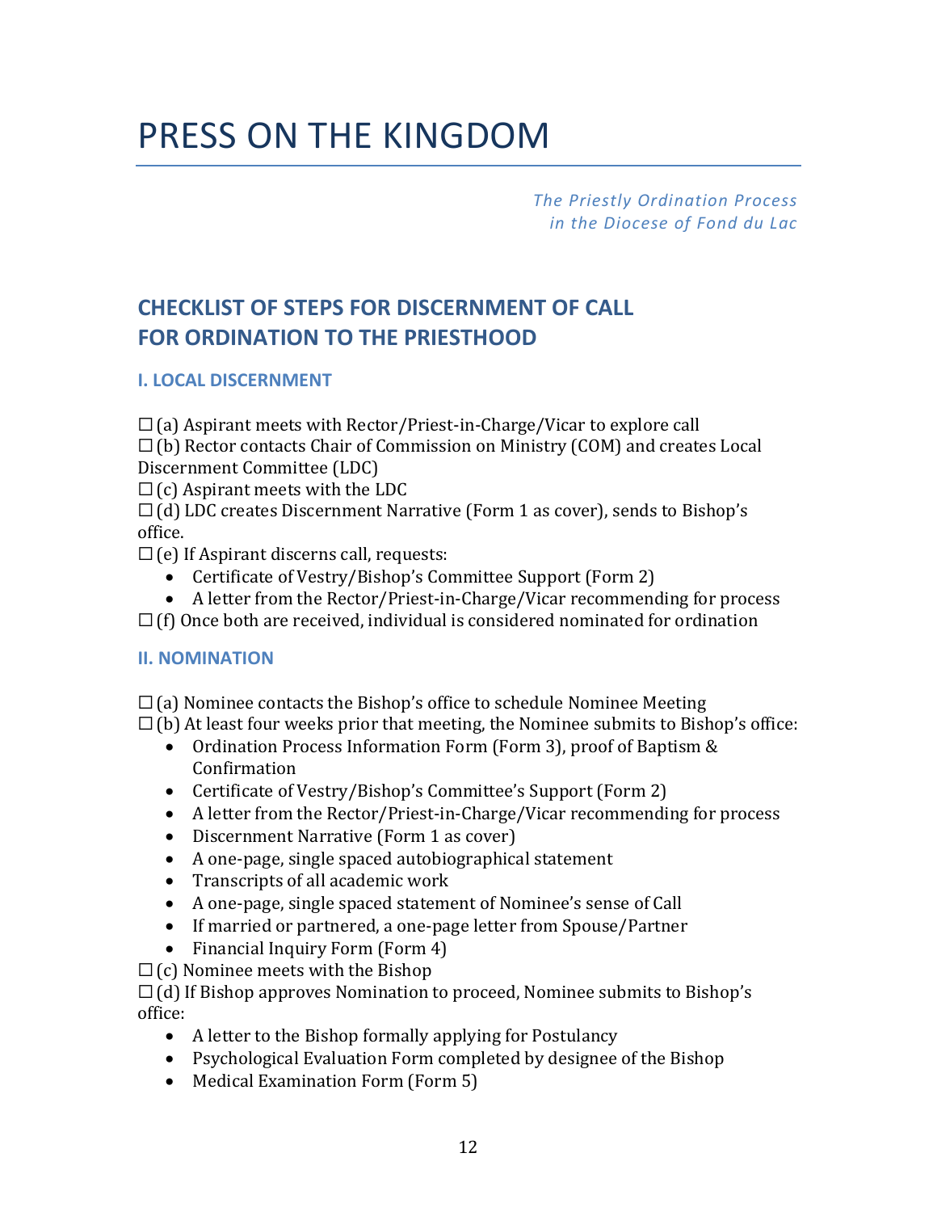# PRESS ON THE KINGDOM

*The Priestly Ordination Process in the Diocese of Fond du Lac*

## CHECKLIST OF STEPS FOR DISCERNMENT OF CALL FOR ORDINATION TO THE PRIESTHOOD

### I. LOCAL DISCERNMENT

☐ (a) Aspirant meets with Rector/Priest-in-Charge/Vicar to explore call
☐ (b) Rector contacts Chair of Commission on Ministry (COM) and creates Local Discernment Committee (LDC)
☐ (c) Aspirant meets with the LDC
☐ (d) LDC creates Discernment Narrative (Form 1 as cover), sends to Bishop's office.
☐ (e) If Aspirant discerns call, requests:

- Certificate of Vestry/Bishop's Committee Support (Form 2)
- A letter from the Rector/Priest-in-Charge/Vicar recommending for process

☐ (f) Once both are received, individual is considered nominated for ordination

### II. NOMINATION

☐ (a) Nominee contacts the Bishop's office to schedule Nominee Meeting
☐ (b) At least four weeks prior that meeting, the Nominee submits to Bishop's office:

- Ordination Process Information Form (Form 3), proof of Baptism & Confirmation
- Certificate of Vestry/Bishop's Committee's Support (Form 2)
- A letter from the Rector/Priest-in-Charge/Vicar recommending for process
- Discernment Narrative (Form 1 as cover)
- A one-page, single spaced autobiographical statement
- Transcripts of all academic work
- A one-page, single spaced statement of Nominee's sense of Call
- If married or partnered, a one-page letter from Spouse/Partner
- Financial Inquiry Form (Form 4)

☐ (c) Nominee meets with the Bishop
☐ (d) If Bishop approves Nomination to proceed, Nominee submits to Bishop's office:

- A letter to the Bishop formally applying for Postulancy
- Psychological Evaluation Form completed by designee of the Bishop
- Medical Examination Form (Form 5)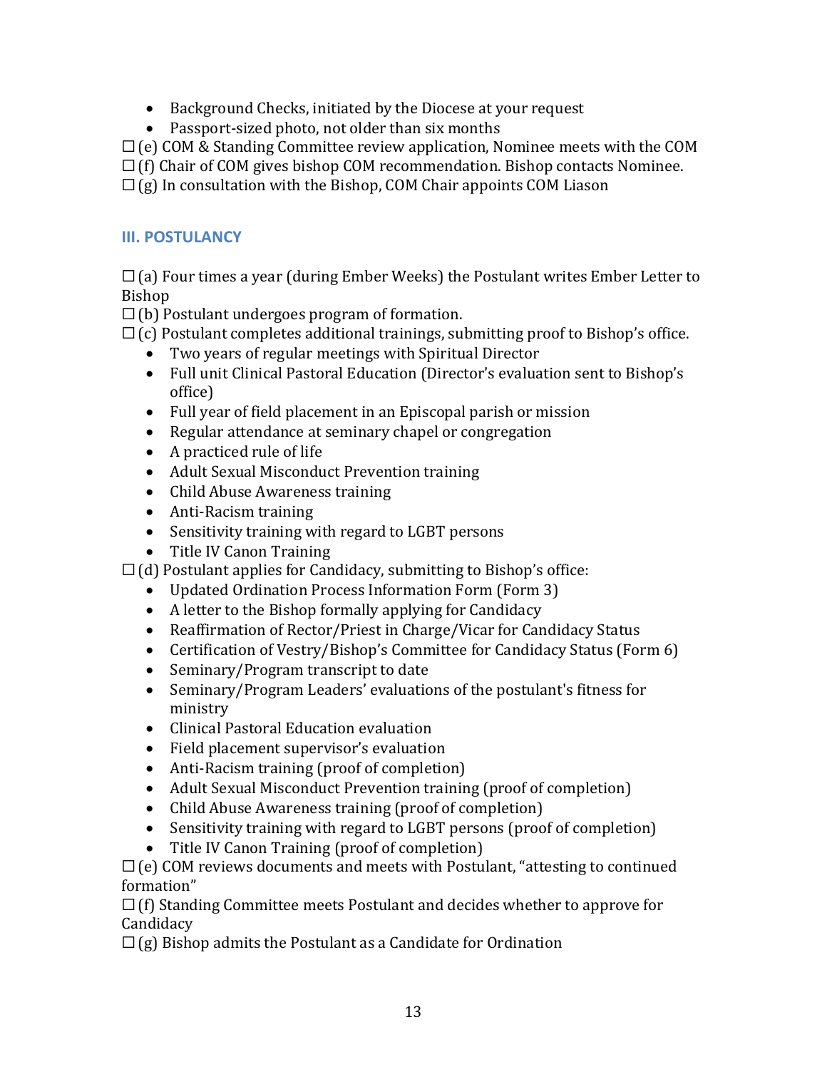- Background Checks, initiated by the Diocese at your request
- Passport-sized photo, not older than six months

☐ (e) COM & Standing Committee review application, Nominee meets with the COM
☐ (f) Chair of COM gives bishop COM recommendation. Bishop contacts Nominee.
☐ (g) In consultation with the Bishop, COM Chair appoints COM Liason

## III. POSTULANCY

☐ (a) Four times a year (during Ember Weeks) the Postulant writes Ember Letter to Bishop
☐ (b) Postulant undergoes program of formation.
☐ (c) Postulant completes additional trainings, submitting proof to Bishop's office.

- Two years of regular meetings with Spiritual Director
- Full unit Clinical Pastoral Education (Director's evaluation sent to Bishop's office)
- Full year of field placement in an Episcopal parish or mission
- Regular attendance at seminary chapel or congregation
- A practiced rule of life
- Adult Sexual Misconduct Prevention training
- Child Abuse Awareness training
- Anti-Racism training
- Sensitivity training with regard to LGBT persons
- Title IV Canon Training

☐ (d) Postulant applies for Candidacy, submitting to Bishop's office:

- Updated Ordination Process Information Form (Form 3)
- A letter to the Bishop formally applying for Candidacy
- Reaffirmation of Rector/Priest in Charge/Vicar for Candidacy Status
- Certification of Vestry/Bishop's Committee for Candidacy Status (Form 6)
- Seminary/Program transcript to date
- Seminary/Program Leaders' evaluations of the postulant's fitness for ministry
- Clinical Pastoral Education evaluation
- Field placement supervisor's evaluation
- Anti-Racism training (proof of completion)
- Adult Sexual Misconduct Prevention training (proof of completion)
- Child Abuse Awareness training (proof of completion)
- Sensitivity training with regard to LGBT persons (proof of completion)
- Title IV Canon Training (proof of completion)

☐ (e) COM reviews documents and meets with Postulant, "attesting to continued formation"
☐ (f) Standing Committee meets Postulant and decides whether to approve for Candidacy
☐ (g) Bishop admits the Postulant as a Candidate for Ordination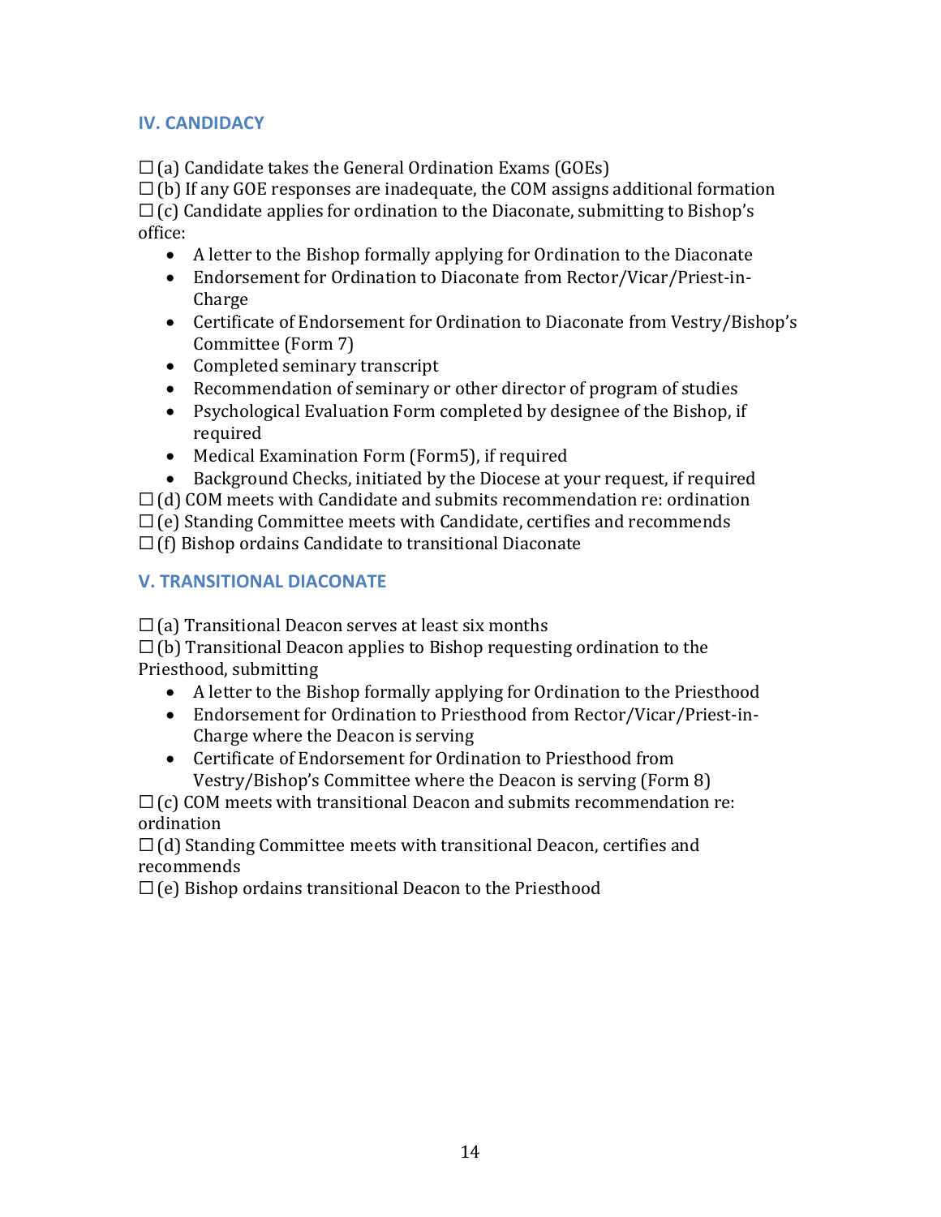## IV. CANDIDACY

☐ (a) Candidate takes the General Ordination Exams (GOEs)
☐ (b) If any GOE responses are inadequate, the COM assigns additional formation
☐ (c) Candidate applies for ordination to the Diaconate, submitting to Bishop's office:

- A letter to the Bishop formally applying for Ordination to the Diaconate
- Endorsement for Ordination to Diaconate from Rector/Vicar/Priest-in-Charge
- Certificate of Endorsement for Ordination to Diaconate from Vestry/Bishop's Committee (Form 7)
- Completed seminary transcript
- Recommendation of seminary or other director of program of studies
- Psychological Evaluation Form completed by designee of the Bishop, if required
- Medical Examination Form (Form5), if required
- Background Checks, initiated by the Diocese at your request, if required

☐ (d) COM meets with Candidate and submits recommendation re: ordination
☐ (e) Standing Committee meets with Candidate, certifies and recommends
☐ (f) Bishop ordains Candidate to transitional Diaconate

## V. TRANSITIONAL DIACONATE

☐ (a) Transitional Deacon serves at least six months
☐ (b) Transitional Deacon applies to Bishop requesting ordination to the Priesthood, submitting

- A letter to the Bishop formally applying for Ordination to the Priesthood
- Endorsement for Ordination to Priesthood from Rector/Vicar/Priest-in-Charge where the Deacon is serving
- Certificate of Endorsement for Ordination to Priesthood from Vestry/Bishop's Committee where the Deacon is serving (Form 8)

☐ (c) COM meets with transitional Deacon and submits recommendation re: ordination
☐ (d) Standing Committee meets with transitional Deacon, certifies and recommends
☐ (e) Bishop ordains transitional Deacon to the Priesthood